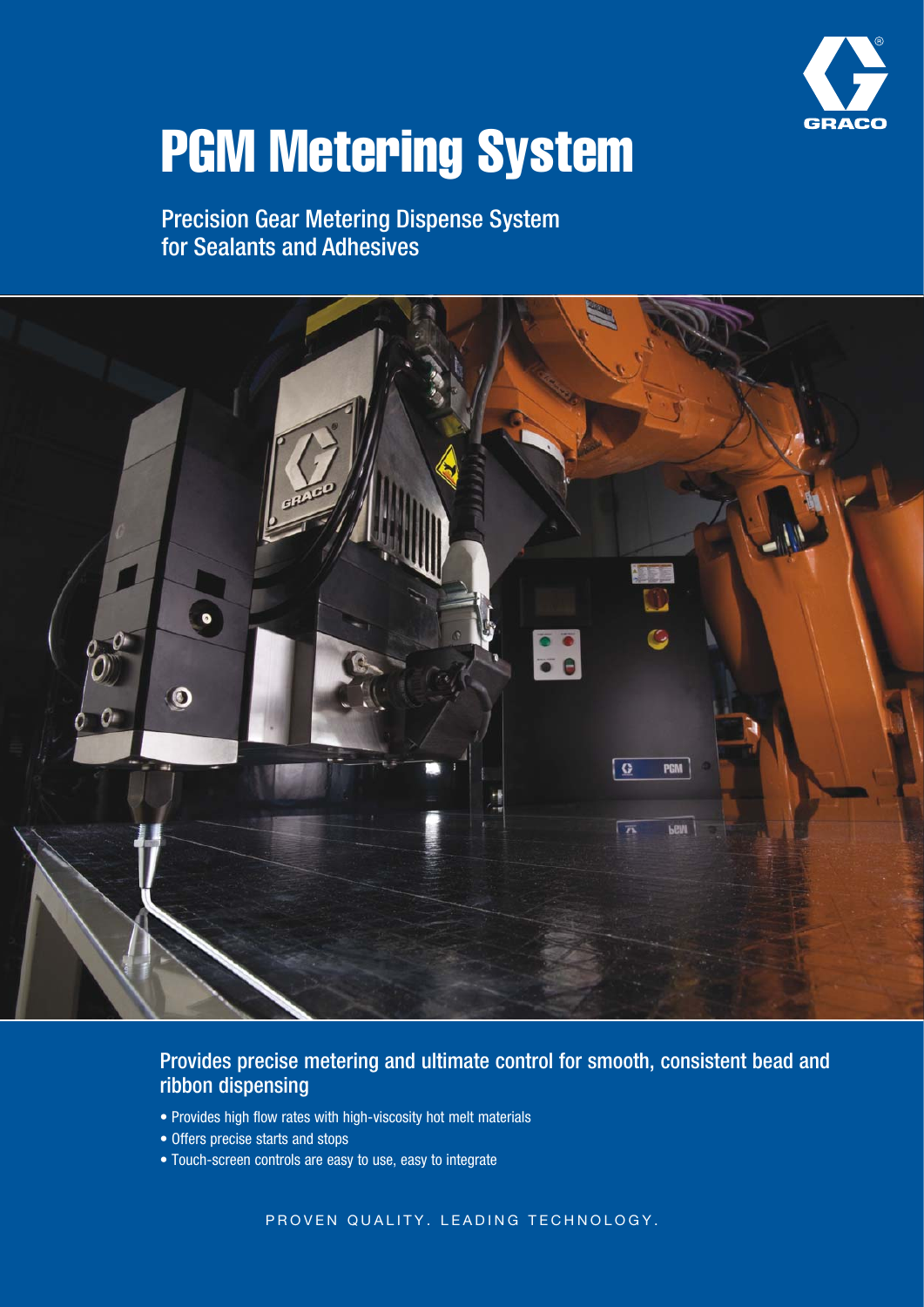# PGM Metering System

Precision Gear Metering Dispense System for Sealants and Adhesives

## Provides precise metering and ultimate control for smooth, consistent bead and ribbon dispensing

- Provides high flow rates with high-viscosity hot melt materials
- Offers precise starts and stops
- Touch-screen controls are easy to use, easy to integrate

PROVEN QUALITY. LEADING TECHNOLOGY.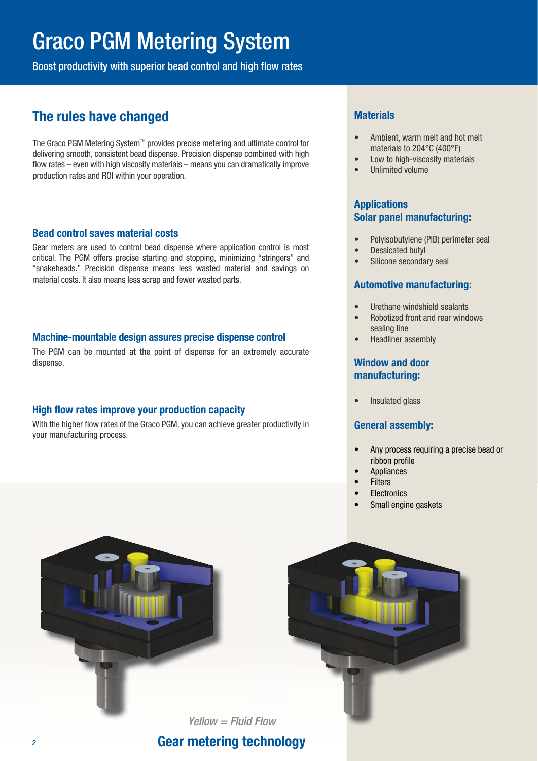# Graco PGM Metering System

Boost productivity with superior bead control and high flow rates

## The rules have changed

The Graco PGM Metering System™ provides precise metering and ultimate control for delivering smooth, consistent bead dispense. Precision dispense combined with high flow rates – even with high viscosity materials – means you can dramatically improve production rates and ROI within your operation.

### Bead control saves material costs

Gear meters are used to control bead dispense where application control is most critical. The PGM offers precise starting and stopping, minimizing "stringers" and "snakeheads." Precision dispense means less wasted material and savings on material costs. It also means less scrap and fewer wasted parts.

### Machine-mountable design assures precise dispense control

The PGM can be mounted at the point of dispense for an extremely accurate dispense.

### High flow rates improve your production capacity

With the higher flow rates of the Graco PGM, you can achieve greater productivity in your manufacturing process.

### Materials

- Ambient, warm melt and hot melt materials to 204°C (400°F)
- Low to high-viscosity materials
- Unlimited volume

### Applications
### Solar panel manufacturing:

- Polyisobutylene (PIB) perimeter seal
- Dessicated butyl
- Silicone secondary seal

### Automotive manufacturing:

- Urethane windshield sealants
- Robotized front and rear windows sealing line
- Headliner assembly

### Window and door manufacturing:

- Insulated glass

### General assembly:

- Any process requiring a precise bead or ribbon profile
- Appliances
- Filters
- Electronics
- Small engine gaskets

*Yellow = Fluid Flow*

## Gear metering technology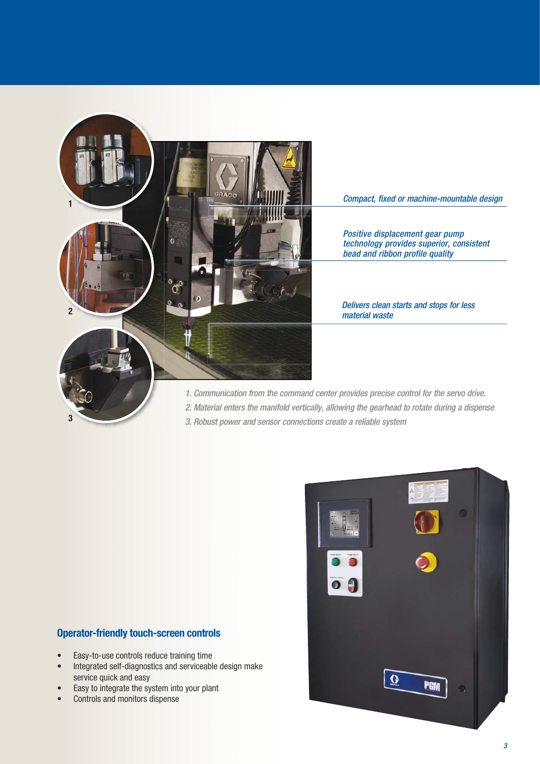*Compact, fixed or machine-mountable design*

*Positive displacement gear pump technology provides superior, consistent bead and ribbon profile quality*

*Delivers clean starts and stops for less material waste*

*1. Communication from the command center provides precise control for the servo drive.*

*2. Material enters the manifold vertically, allowing the gearhead to rotate during a dispense*

*3. Robust power and sensor connections create a reliable system*

## Operator-friendly touch-screen controls

- Easy-to-use controls reduce training time
- Integrated self-diagnostics and serviceable design make service quick and easy
- Easy to integrate the system into your plant
- Controls and monitors dispense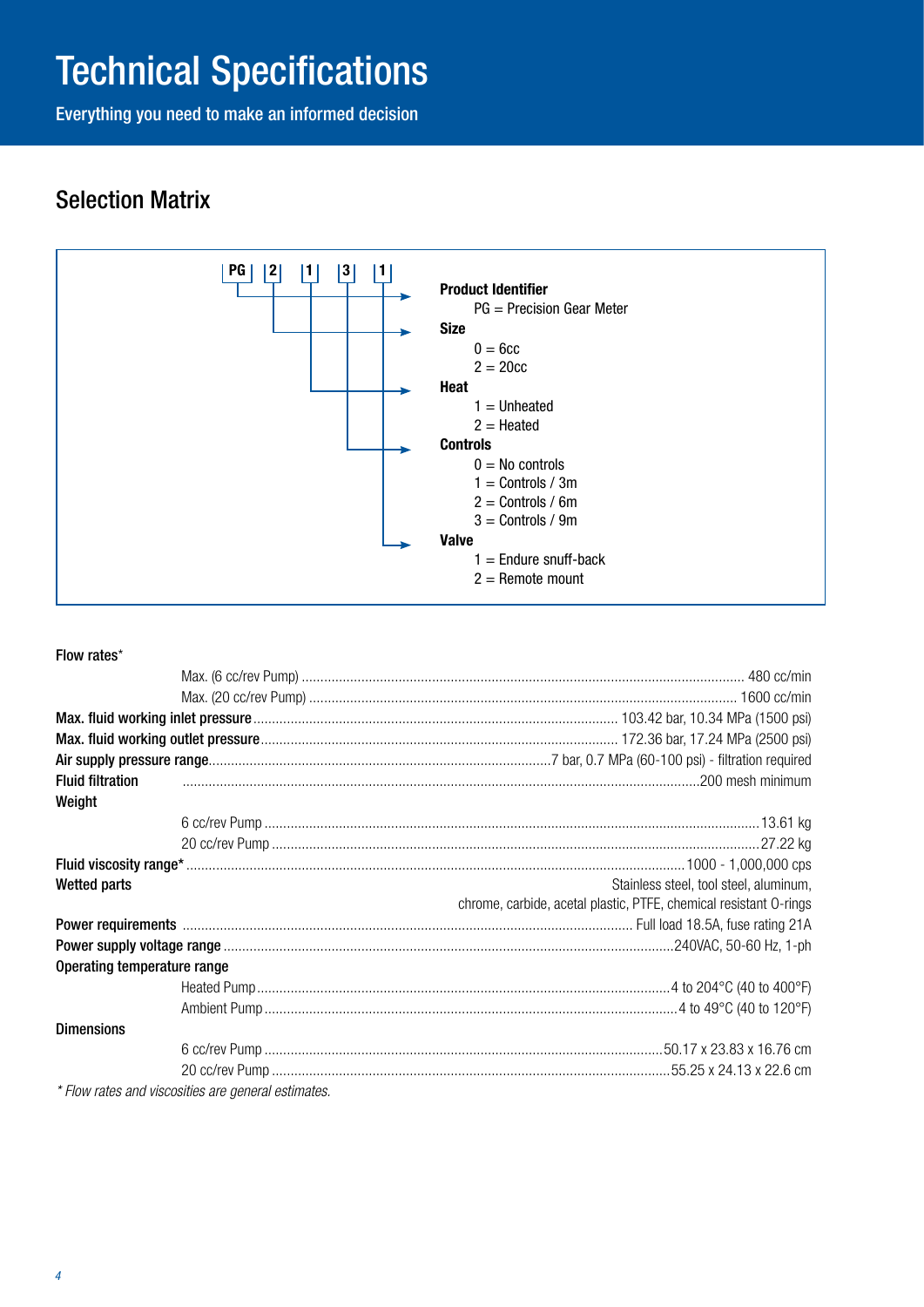# Technical Specifications

Everything you need to make an informed decision

## Selection Matrix

| PG | 2 | 1 | 3 | 1 |
|---|---|---|---|---|

**Product Identifier**
- PG = Precision Gear Meter

**Size**
- 0 = 6cc
- 2 = 20cc

**Heat**
- 1 = Unheated
- 2 = Heated

**Controls**
- 0 = No controls
- 1 = Controls / 3m
- 2 = Controls / 6m
- 3 = Controls / 9m

**Valve**
- 1 = Endure snuff-back
- 2 = Remote mount

| | |
|---|---|
| **Flow rates*** | |
| Max. (6 cc/rev Pump) | 480 cc/min |
| Max. (20 cc/rev Pump) | 1600 cc/min |
| **Max. fluid working inlet pressure** | 103.42 bar, 10.34 MPa (1500 psi) |
| **Max. fluid working outlet pressure** | 172.36 bar, 17.24 MPa (2500 psi) |
| **Air supply pressure range** | 7 bar, 0.7 MPa (60-100 psi) - filtration required |
| **Fluid filtration** | 200 mesh minimum |
| **Weight** | |
| 6 cc/rev Pump | 13.61 kg |
| 20 cc/rev Pump | 27.22 kg |
| **Fluid viscosity range*** | 1000 - 1,000,000 cps |
| **Wetted parts** | Stainless steel, tool steel, aluminum, chrome, carbide, acetal plastic, PTFE, chemical resistant O-rings |
| **Power requirements** | Full load 18.5A, fuse rating 21A |
| **Power supply voltage range** | 240VAC, 50-60 Hz, 1-ph |
| **Operating temperature range** | |
| Heated Pump | 4 to 204°C (40 to 400°F) |
| Ambient Pump | 4 to 49°C (40 to 120°F) |
| **Dimensions** | |
| 6 cc/rev Pump | 50.17 x 23.83 x 16.76 cm |
| 20 cc/rev Pump | 55.25 x 24.13 x 22.6 cm |

*\* Flow rates and viscosities are general estimates.*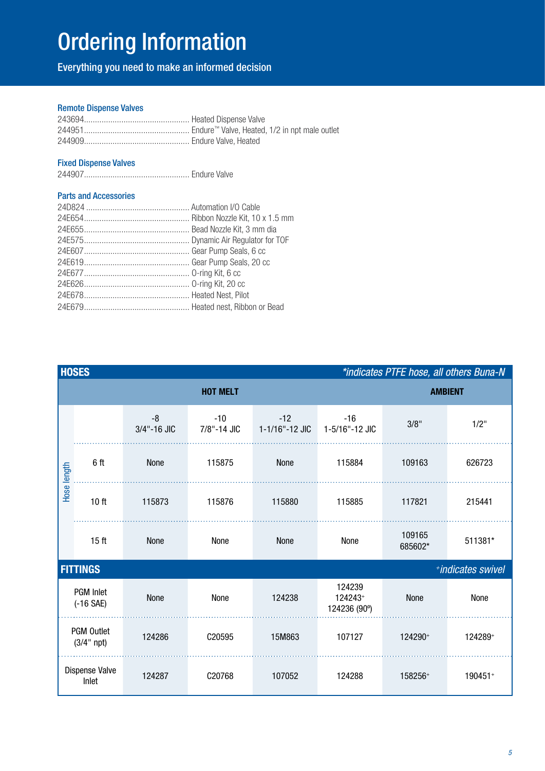# Ordering Information

Everything you need to make an informed decision

### Remote Dispense Valves

243694................................................ Heated Dispense Valve
244951................................................ Endure™ Valve, Heated, 1/2 in npt male outlet
244909................................................ Endure Valve, Heated

### Fixed Dispense Valves

244907................................................ Endure Valve

### Parts and Accessories

24D824 ............................................... Automation I/O Cable
24E654................................................ Ribbon Nozzle Kit, 10 x 1.5 mm
24E655................................................ Bead Nozzle Kit, 3 mm dia
24E575................................................ Dynamic Air Regulator for TOF
24E607................................................ Gear Pump Seals, 6 cc
24E619................................................ Gear Pump Seals, 20 cc
24E677................................................ O-ring Kit, 6 cc
24E626................................................ O-ring Kit, 20 cc
24E678................................................ Heated Nest, Pilot
24E679................................................ Heated nest, Ribbon or Bead

**HOSES** — *\*indicates PTFE hose, all others Buna-N*

| | | HOT MELT | | | | AMBIENT | |
|---|---|---|---|---|---|---|---|
| | | -8 3/4"-16 JIC | -10 7/8"-14 JIC | -12 1-1/16"-12 JIC | -16 1-5/16"-12 JIC | 3/8" | 1/2" |
| Hose length | 6 ft | None | 115875 | None | 115884 | 109163 | 626723 |
| | 10 ft | 115873 | 115876 | 115880 | 115885 | 117821 | 215441 |
| | 15 ft | None | None | None | None | 109165 685602* | 511381* |

**FITTINGS** — *+indicates swivel*

| | -8 3/4"-16 JIC | -10 7/8"-14 JIC | -12 1-1/16"-12 JIC | -16 1-5/16"-12 JIC | 3/8" | 1/2" |
|---|---|---|---|---|---|---|
| PGM Inlet (-16 SAE) | None | None | 124238 | 124239 124243+ 124236 (90º) | None | None |
| PGM Outlet (3/4" npt) | 124286 | C20595 | 15M863 | 107127 | 124290+ | 124289+ |
| Dispense Valve Inlet | 124287 | C20768 | 107052 | 124288 | 158256+ | 190451+ |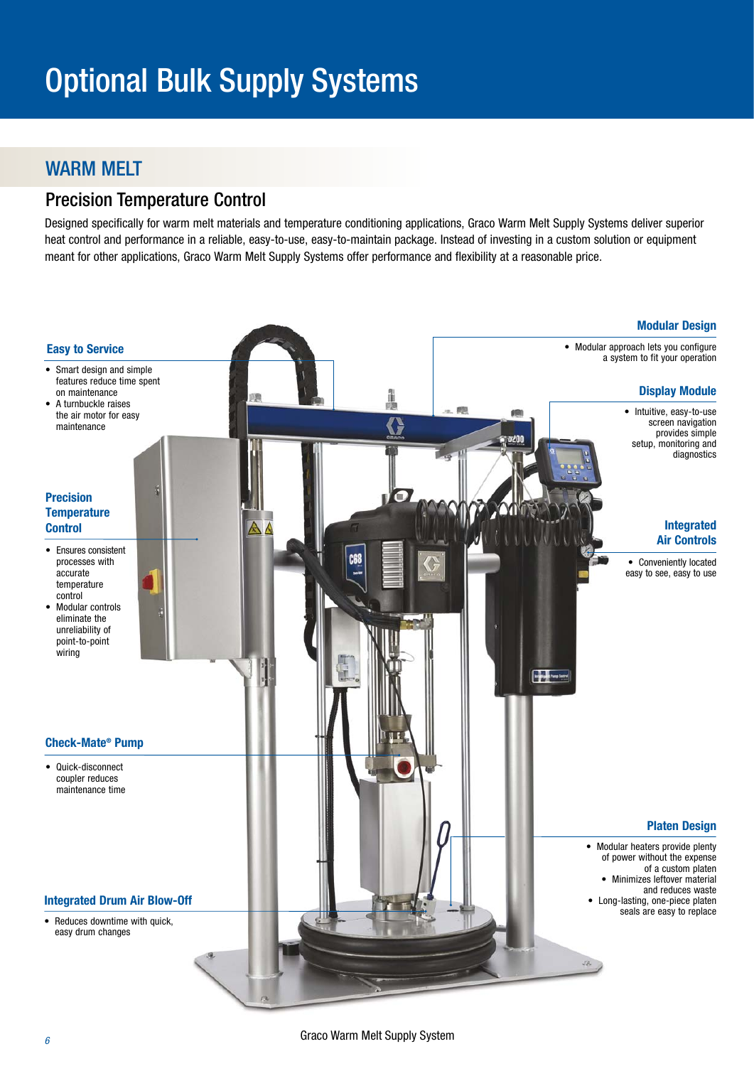# Optional Bulk Supply Systems

## WARM MELT

### Precision Temperature Control

Designed specifically for warm melt materials and temperature conditioning applications, Graco Warm Melt Supply Systems deliver superior heat control and performance in a reliable, easy-to-use, easy-to-maintain package. Instead of investing in a custom solution or equipment meant for other applications, Graco Warm Melt Supply Systems offer performance and flexibility at a reasonable price.

**Easy to Service**

- Smart design and simple features reduce time spent on maintenance
- A turnbuckle raises the air motor for easy maintenance

**Precision Temperature Control**

- Ensures consistent processes with accurate temperature control
- Modular controls eliminate the unreliability of point-to-point wiring

**Check-Mate® Pump**

- Quick-disconnect coupler reduces maintenance time

**Integrated Drum Air Blow-Off**

- Reduces downtime with quick, easy drum changes

**Modular Design**

- Modular approach lets you configure a system to fit your operation

**Display Module**

- Intuitive, easy-to-use screen navigation provides simple setup, monitoring and diagnostics

**Integrated Air Controls**

- Conveniently located easy to see, easy to use

**Platen Design**

- Modular heaters provide plenty of power without the expense of a custom platen
- Minimizes leftover material and reduces waste
- Long-lasting, one-piece platen seals are easy to replace

Graco Warm Melt Supply System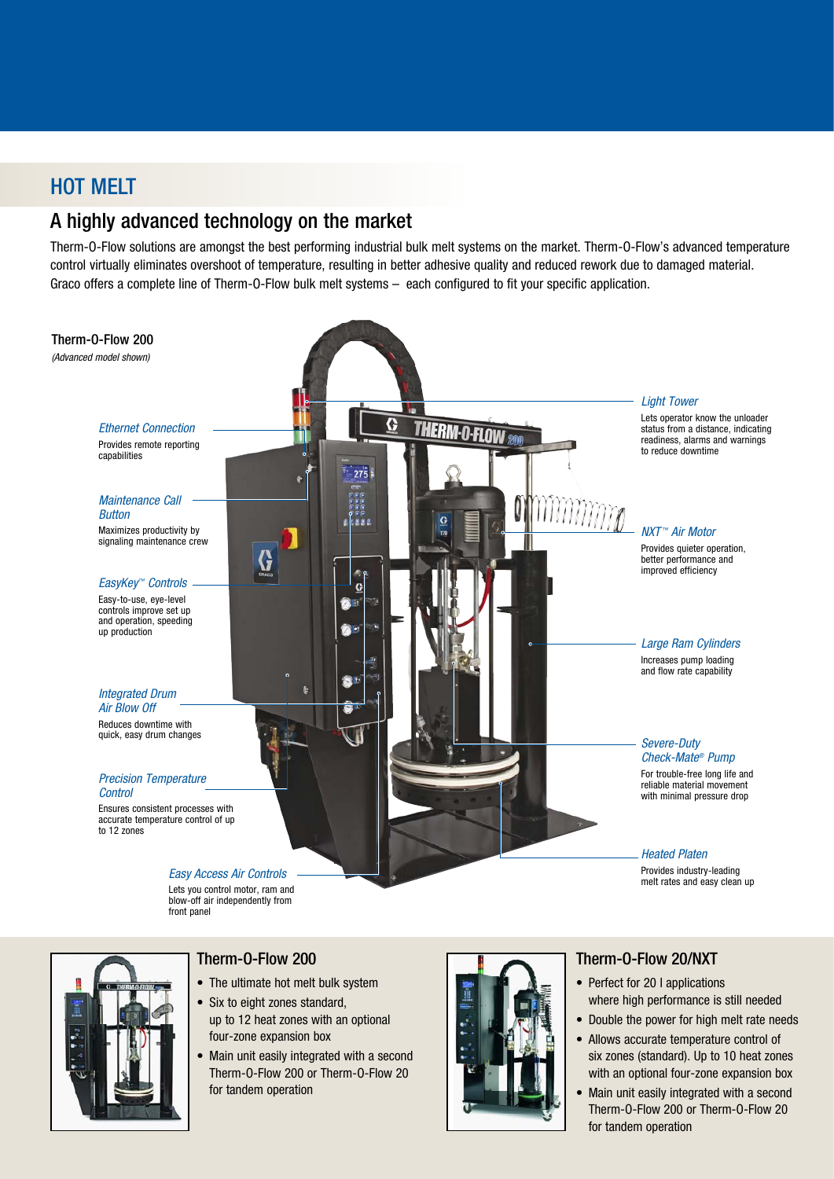# HOT MELT

## A highly advanced technology on the market

Therm-O-Flow solutions are amongst the best performing industrial bulk melt systems on the market. Therm-O-Flow's advanced temperature control virtually eliminates overshoot of temperature, resulting in better adhesive quality and reduced rework due to damaged material. Graco offers a complete line of Therm-O-Flow bulk melt systems – each configured to fit your specific application.

**Therm-O-Flow 200**
*(Advanced model shown)*

*Ethernet Connection*
Provides remote reporting capabilities

*Maintenance Call Button*
Maximizes productivity by signaling maintenance crew

*EasyKey™ Controls*
Easy-to-use, eye-level controls improve set up and operation, speeding up production

*Integrated Drum Air Blow Off*
Reduces downtime with quick, easy drum changes

*Precision Temperature Control*
Ensures consistent processes with accurate temperature control of up to 12 zones

*Easy Access Air Controls*
Lets you control motor, ram and blow-off air independently from front panel

*Light Tower*
Lets operator know the unloader status from a distance, indicating readiness, alarms and warnings to reduce downtime

*NXT™ Air Motor*
Provides quieter operation, better performance and improved efficiency

*Large Ram Cylinders*
Increases pump loading and flow rate capability

*Severe-Duty Check-Mate® Pump*
For trouble-free long life and reliable material movement with minimal pressure drop

*Heated Platen*
Provides industry-leading melt rates and easy clean up

### Therm-O-Flow 200

- The ultimate hot melt bulk system
- Six to eight zones standard, up to 12 heat zones with an optional four-zone expansion box
- Main unit easily integrated with a second Therm-O-Flow 200 or Therm-O-Flow 20 for tandem operation

### Therm-O-Flow 20/NXT

- Perfect for 20 l applications where high performance is still needed
- Double the power for high melt rate needs
- Allows accurate temperature control of six zones (standard). Up to 10 heat zones with an optional four-zone expansion box
- Main unit easily integrated with a second Therm-O-Flow 200 or Therm-O-Flow 20 for tandem operation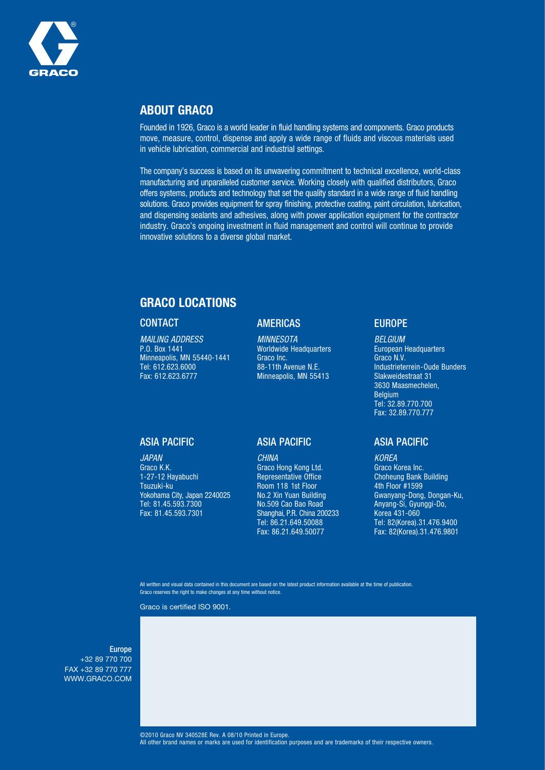## ABOUT GRACO

Founded in 1926, Graco is a world leader in fluid handling systems and components. Graco products move, measure, control, dispense and apply a wide range of fluids and viscous materials used in vehicle lubrication, commercial and industrial settings.

The company's success is based on its unwavering commitment to technical excellence, world-class manufacturing and unparalleled customer service. Working closely with qualified distributors, Graco offers systems, products and technology that set the quality standard in a wide range of fluid handling solutions. Graco provides equipment for spray finishing, protective coating, paint circulation, lubrication, and dispensing sealants and adhesives, along with power application equipment for the contractor industry. Graco's ongoing investment in fluid management and control will continue to provide innovative solutions to a diverse global market.

## GRACO LOCATIONS

### CONTACT

*MAILING ADDRESS*
P.O. Box 1441
Minneapolis, MN 55440-1441
Tel: 612.623.6000
Fax: 612.623.6777

### AMERICAS

*MINNESOTA*
Worldwide Headquarters
Graco Inc.
88-11th Avenue N.E.
Minneapolis, MN 55413

### EUROPE

*BELGIUM*
European Headquarters
Graco N.V.
Industrieterrein-Oude Bunders
Slakweidestraat 31
3630 Maasmechelen,
Belgium
Tel: 32.89.770.700
Fax: 32.89.770.777

### ASIA PACIFIC

*JAPAN*
Graco K.K.
1-27-12 Hayabuchi
Tsuzuki-ku
Yokohama City, Japan 2240025
Tel: 81.45.593.7300
Fax: 81.45.593.7301

### ASIA PACIFIC

*CHINA*
Graco Hong Kong Ltd.
Representative Office
Room 118 1st Floor
No.2 Xin Yuan Building
No.509 Cao Bao Road
Shanghai, P.R. China 200233
Tel: 86.21.649.50088
Fax: 86.21.649.50077

### ASIA PACIFIC

*KOREA*
Graco Korea Inc.
Choheung Bank Building
4th Floor #1599
Gwanyang-Dong, Dongan-Ku,
Anyang-Si, Gyunggi-Do,
Korea 431-060
Tel: 82(Korea).31.476.9400
Fax: 82(Korea).31.476.9801

All written and visual data contained in this document are based on the latest product information available at the time of publication.
Graco reserves the right to make changes at any time without notice.

Graco is certified ISO 9001.

**Europe**
+32 89 770 700
FAX +32 89 770 777
WWW.GRACO.COM

©2010 Graco NV 340528E Rev. A 08/10 Printed in Europe.
All other brand names or marks are used for identification purposes and are trademarks of their respective owners.